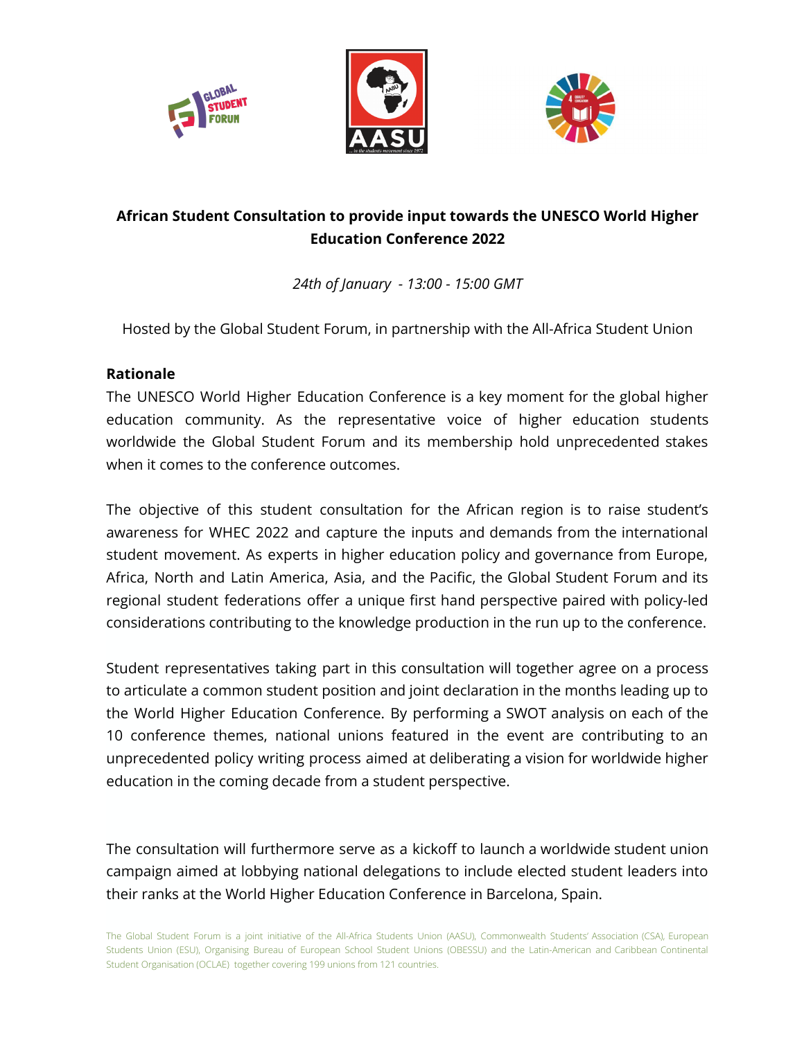**African Student Consultation to provide input towards the UNESCO World Higher Education Conference 2022**

*24th of January - 13:00 - 15:00 GMT*

Hosted by the Global Student Forum, in partnership with the All-Africa Student Union

**Rationale**

The UNESCO World Higher Education Conference is a key moment for the global higher education community. As the representative voice of higher education students worldwide the Global Student Forum and its membership hold unprecedented stakes when it comes to the conference outcomes.

The objective of this student consultation for the African region is to raise student's awareness for WHEC 2022 and capture the inputs and demands from the international student movement. As experts in higher education policy and governance from Europe, Africa, North and Latin America, Asia, and the Pacific, the Global Student Forum and its regional student federations offer a unique first hand perspective paired with policy-led considerations contributing to the knowledge production in the run up to the conference.

Student representatives taking part in this consultation will together agree on a process to articulate a common student position and joint declaration in the months leading up to the World Higher Education Conference. By performing a SWOT analysis on each of the 10 conference themes, national unions featured in the event are contributing to an unprecedented policy writing process aimed at deliberating a vision for worldwide higher education in the coming decade from a student perspective.

The consultation will furthermore serve as a kickoff to launch a worldwide student union campaign aimed at lobbying national delegations to include elected student leaders into their ranks at the World Higher Education Conference in Barcelona, Spain.

The Global Student Forum is a joint initiative of the All-Africa Students Union (AASU), Commonwealth Students' Association (CSA), European Students Union (ESU), Organising Bureau of European School Student Unions (OBESSU) and the Latin-American and Caribbean Continental Student Organisation (OCLAE) together covering 199 unions from 121 countries.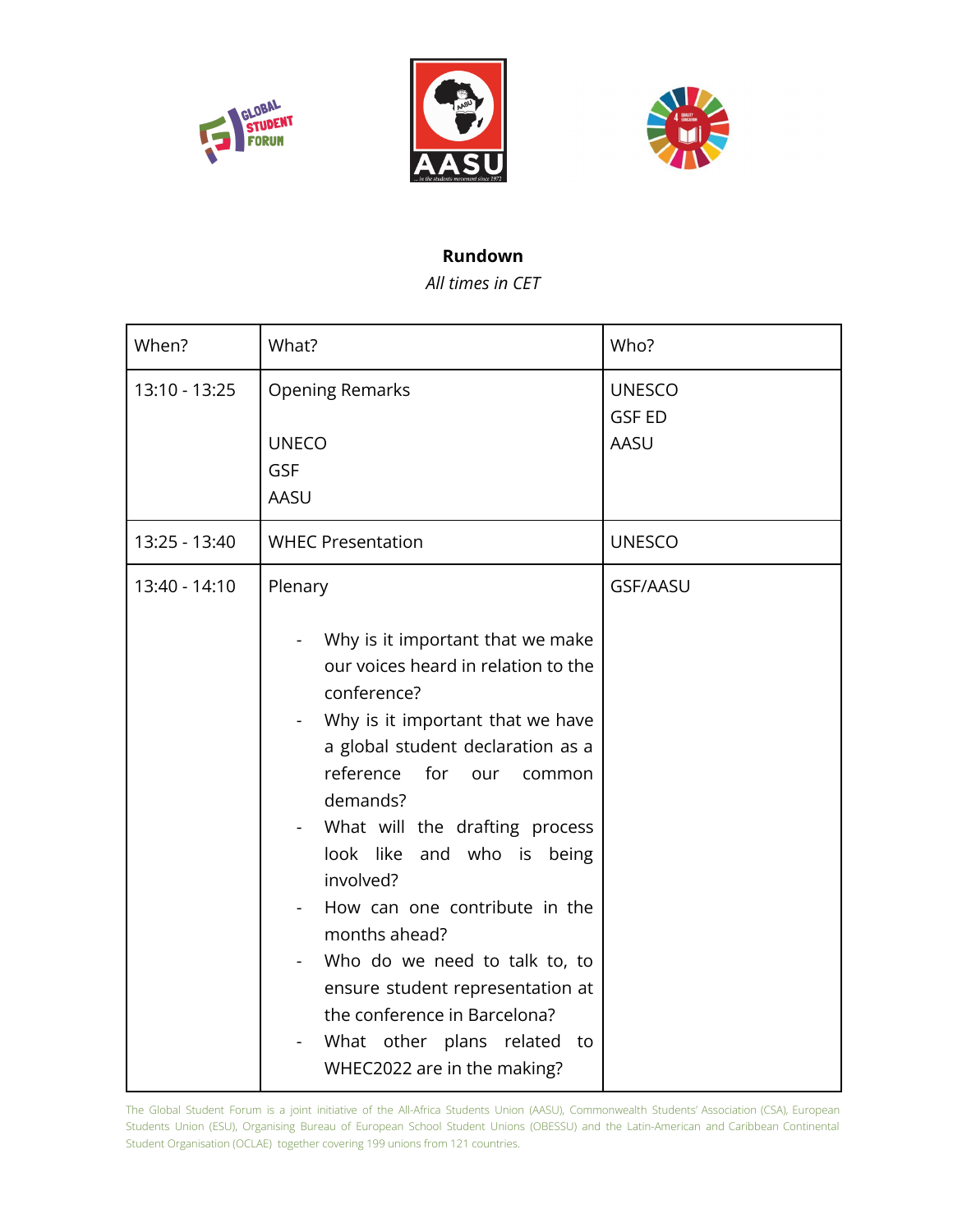**Rundown**

*All times in CET*

| When? | What? | Who? |
|---|---|---|
| 13:10 - 13:25 | Opening Remarks<br><br>UNECO<br>GSF<br>AASU | UNESCO<br>GSF ED<br>AASU |
| 13:25 - 13:40 | WHEC Presentation | UNESCO |
| 13:40 - 14:10 | Plenary<br><br>- Why is it important that we make our voices heard in relation to the conference?<br>- Why is it important that we have a global student declaration as a reference for our common demands?<br>- What will the drafting process look like and who is being involved?<br>- How can one contribute in the months ahead?<br>- Who do we need to talk to, to ensure student representation at the conference in Barcelona?<br>- What other plans related to WHEC2022 are in the making? | GSF/AASU |

The Global Student Forum is a joint initiative of the All-Africa Students Union (AASU), Commonwealth Students' Association (CSA), European Students Union (ESU), Organising Bureau of European School Student Unions (OBESSU) and the Latin-American and Caribbean Continental Student Organisation (OCLAE) together covering 199 unions from 121 countries.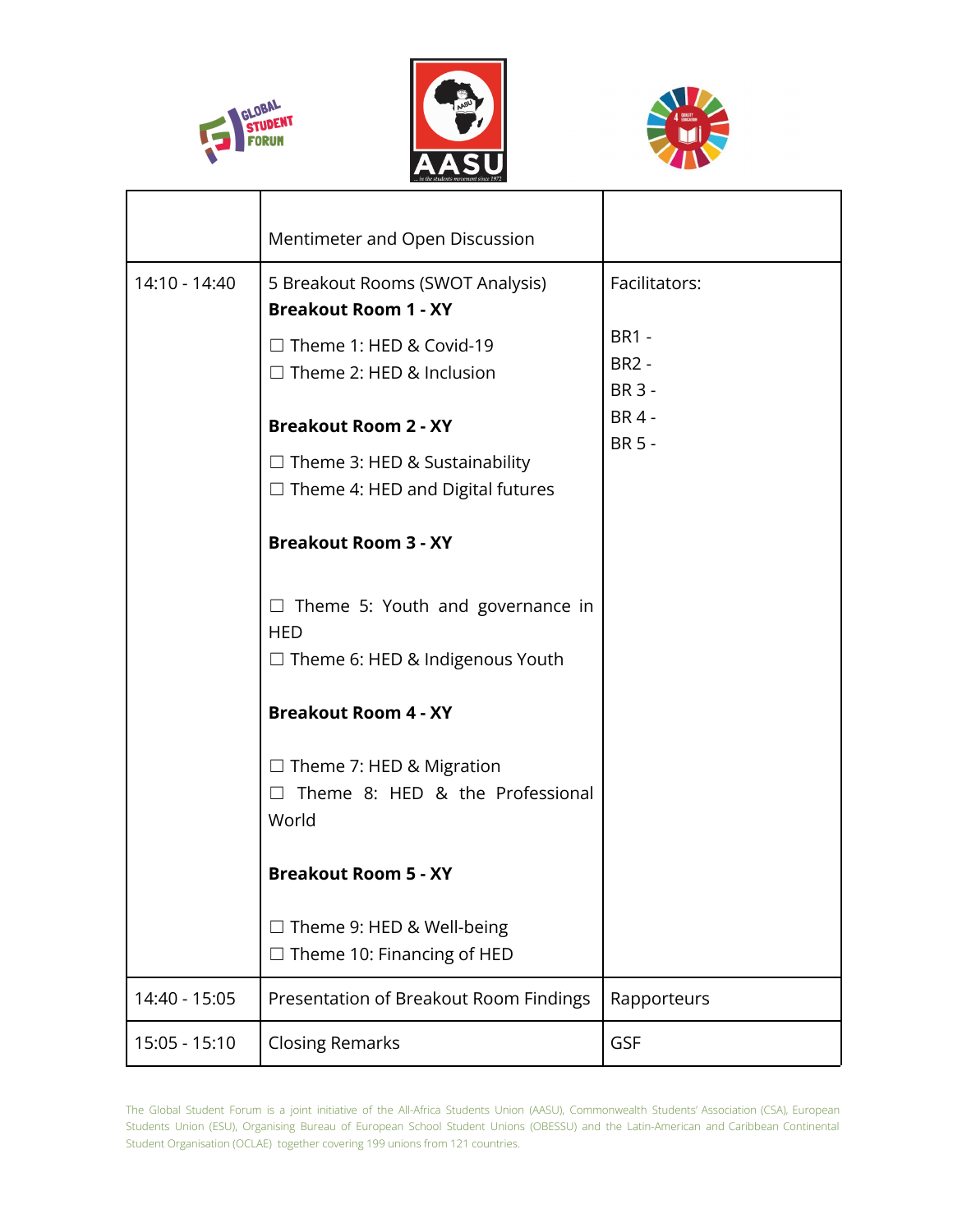| | | |
|---|---|---|
| | Mentimeter and Open Discussion | |
| 14:10 - 14:40 | 5 Breakout Rooms (SWOT Analysis)<br>**Breakout Room 1 - XY**<br>☐ Theme 1: HED & Covid-19<br>☐ Theme 2: HED & Inclusion<br><br>**Breakout Room 2 - XY**<br>☐ Theme 3: HED & Sustainability<br>☐ Theme 4: HED and Digital futures<br><br>**Breakout Room 3 - XY**<br>☐ Theme 5: Youth and governance in HED<br>☐ Theme 6: HED & Indigenous Youth<br><br>**Breakout Room 4 - XY**<br>☐ Theme 7: HED & Migration<br>☐ Theme 8: HED & the Professional World<br><br>**Breakout Room 5 - XY**<br>☐ Theme 9: HED & Well-being<br>☐ Theme 10: Financing of HED | Facilitators:<br><br>BR1 -<br>BR2 -<br>BR 3 -<br>BR 4 -<br>BR 5 - |
| 14:40 - 15:05 | Presentation of Breakout Room Findings | Rapporteurs |
| 15:05 - 15:10 | Closing Remarks | GSF |

The Global Student Forum is a joint initiative of the All-Africa Students Union (AASU), Commonwealth Students' Association (CSA), European Students Union (ESU), Organising Bureau of European School Student Unions (OBESSU) and the Latin-American and Caribbean Continental Student Organisation (OCLAE) together covering 199 unions from 121 countries.